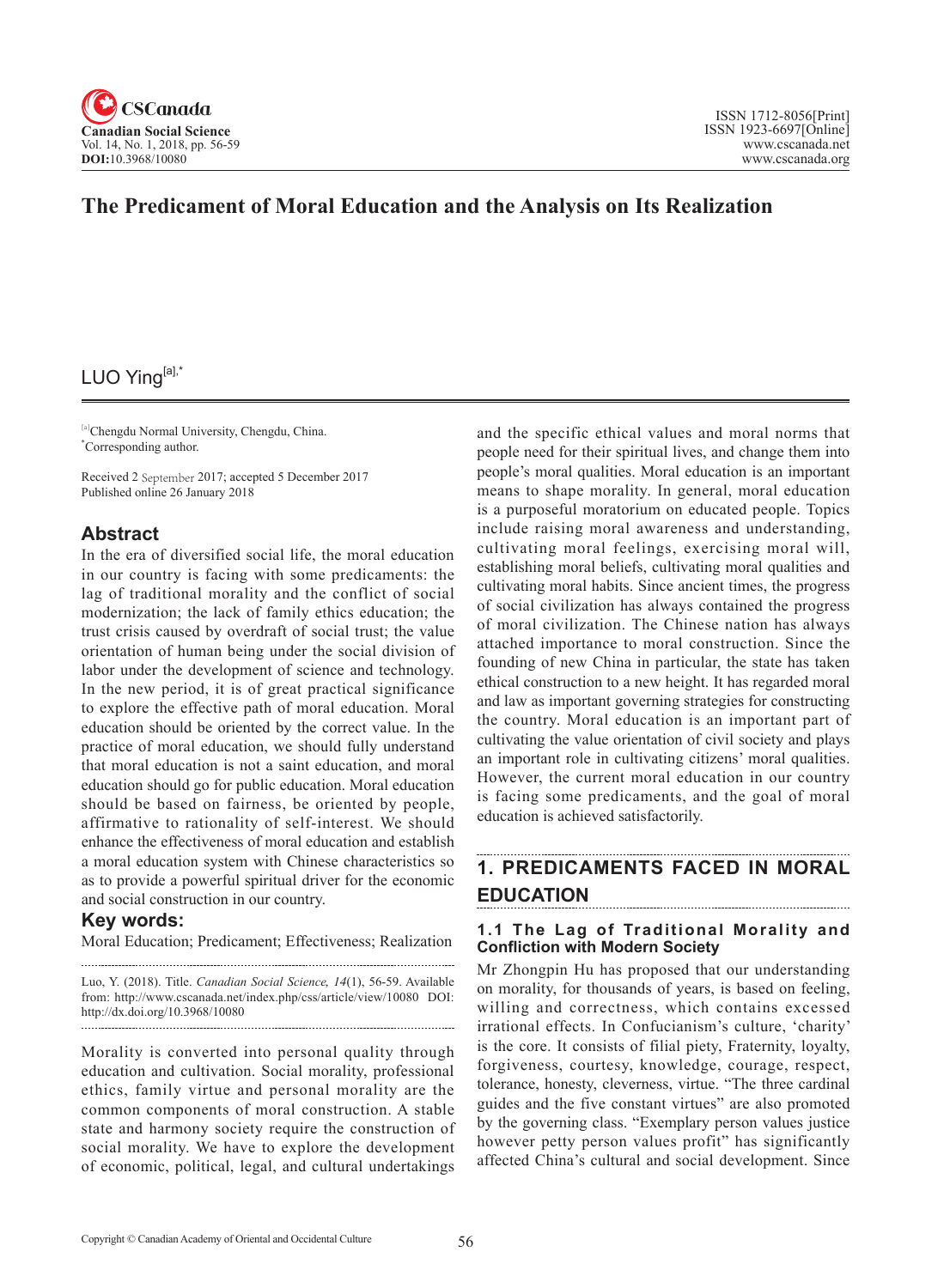# The Predicament of Moral Education and the Analysis on Its Realization

LUO Ying[a],*

[a]Chengdu Normal University, Chengdu, China.
*Corresponding author.

Received 2 September 2017; accepted 5 December 2017
Published online 26 January 2018

## Abstract

In the era of diversified social life, the moral education in our country is facing with some predicaments: the lag of traditional morality and the conflict of social modernization; the lack of family ethics education; the trust crisis caused by overdraft of social trust; the value orientation of human being under the social division of labor under the development of science and technology. In the new period, it is of great practical significance to explore the effective path of moral education. Moral education should be oriented by the correct value. In the practice of moral education, we should fully understand that moral education is not a saint education, and moral education should go for public education. Moral education should be based on fairness, be oriented by people, affirmative to rationality of self-interest. We should enhance the effectiveness of moral education and establish a moral education system with Chinese characteristics so as to provide a powerful spiritual driver for the economic and social construction in our country.

**Key words:** Moral Education; Predicament; Effectiveness; Realization

Luo, Y. (2018). Title. *Canadian Social Science, 14*(1), 56-59. Available from: http://www.cscanada.net/index.php/css/article/view/10080 DOI: http://dx.doi.org/10.3968/10080

Morality is converted into personal quality through education and cultivation. Social morality, professional ethics, family virtue and personal morality are the common components of moral construction. A stable state and harmony society require the construction of social morality. We have to explore the development of economic, political, legal, and cultural undertakings and the specific ethical values and moral norms that people need for their spiritual lives, and change them into people's moral qualities. Moral education is an important means to shape morality. In general, moral education is a purposeful moratorium on educated people. Topics include raising moral awareness and understanding, cultivating moral feelings, exercising moral will, establishing moral beliefs, cultivating moral qualities and cultivating moral habits. Since ancient times, the progress of social civilization has always contained the progress of moral civilization. The Chinese nation has always attached importance to moral construction. Since the founding of new China in particular, the state has taken ethical construction to a new height. It has regarded moral and law as important governing strategies for constructing the country. Moral education is an important part of cultivating the value orientation of civil society and plays an important role in cultivating citizens' moral qualities. However, the current moral education in our country is facing some predicaments, and the goal of moral education is achieved satisfactorily.

## 1. PREDICAMENTS FACED IN MORAL EDUCATION

### 1.1 The Lag of Traditional Morality and Confliction with Modern Society

Mr Zhongpin Hu has proposed that our understanding on morality, for thousands of years, is based on feeling, willing and correctness, which contains excessed irrational effects. In Confucianism's culture, 'charity' is the core. It consists of filial piety, Fraternity, loyalty, forgiveness, courtesy, knowledge, courage, respect, tolerance, honesty, cleverness, virtue. "The three cardinal guides and the five constant virtues" are also promoted by the governing class. "Exemplary person values justice however petty person values profit" has significantly affected China's cultural and social development. Since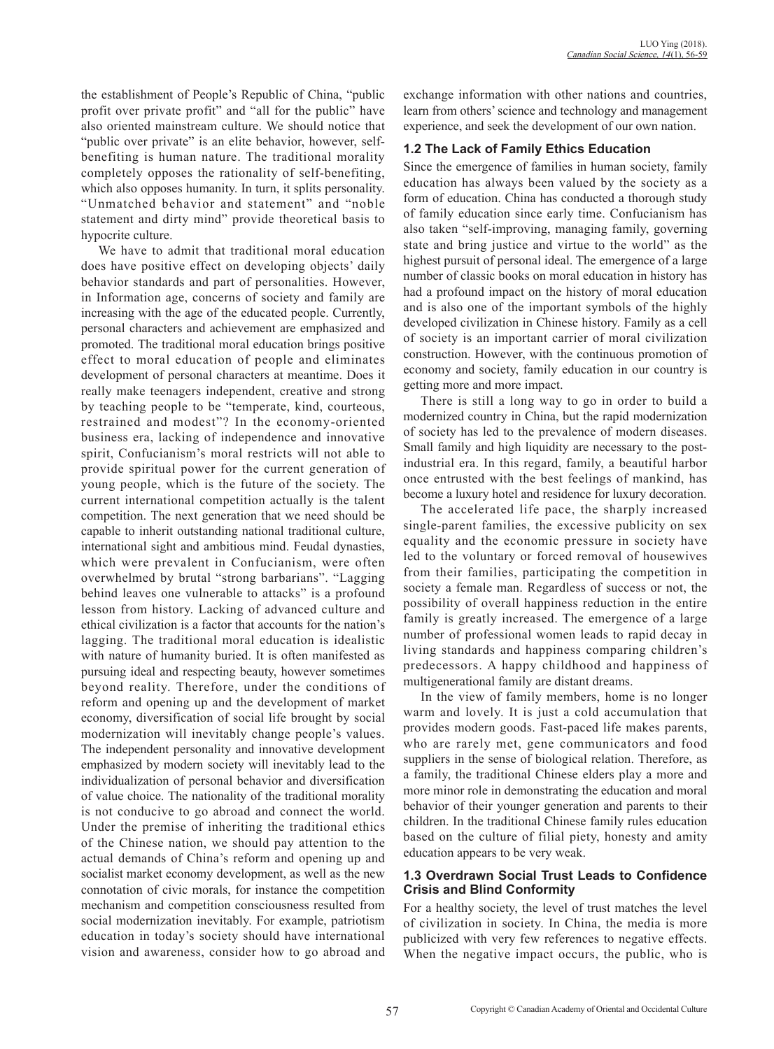the establishment of People's Republic of China, "public profit over private profit" and "all for the public" have also oriented mainstream culture. We should notice that "public over private" is an elite behavior, however, self-benefiting is human nature. The traditional morality completely opposes the rationality of self-benefiting, which also opposes humanity. In turn, it splits personality. "Unmatched behavior and statement" and "noble statement and dirty mind" provide theoretical basis to hypocrite culture.

We have to admit that traditional moral education does have positive effect on developing objects' daily behavior standards and part of personalities. However, in Information age, concerns of society and family are increasing with the age of the educated people. Currently, personal characters and achievement are emphasized and promoted. The traditional moral education brings positive effect to moral education of people and eliminates development of personal characters at meantime. Does it really make teenagers independent, creative and strong by teaching people to be "temperate, kind, courteous, restrained and modest"? In the economy-oriented business era, lacking of independence and innovative spirit, Confucianism's moral restricts will not able to provide spiritual power for the current generation of young people, which is the future of the society. The current international competition actually is the talent competition. The next generation that we need should be capable to inherit outstanding national traditional culture, international sight and ambitious mind. Feudal dynasties, which were prevalent in Confucianism, were often overwhelmed by brutal "strong barbarians". "Lagging behind leaves one vulnerable to attacks" is a profound lesson from history. Lacking of advanced culture and ethical civilization is a factor that accounts for the nation's lagging. The traditional moral education is idealistic with nature of humanity buried. It is often manifested as pursuing ideal and respecting beauty, however sometimes beyond reality. Therefore, under the conditions of reform and opening up and the development of market economy, diversification of social life brought by social modernization will inevitably change people's values. The independent personality and innovative development emphasized by modern society will inevitably lead to the individualization of personal behavior and diversification of value choice. The nationality of the traditional morality is not conducive to go abroad and connect the world. Under the premise of inheriting the traditional ethics of the Chinese nation, we should pay attention to the actual demands of China's reform and opening up and socialist market economy development, as well as the new connotation of civic morals, for instance the competition mechanism and competition consciousness resulted from social modernization inevitably. For example, patriotism education in today's society should have international vision and awareness, consider how to go abroad and exchange information with other nations and countries, learn from others' science and technology and management experience, and seek the development of our own nation.

### 1.2 The Lack of Family Ethics Education

Since the emergence of families in human society, family education has always been valued by the society as a form of education. China has conducted a thorough study of family education since early time. Confucianism has also taken "self-improving, managing family, governing state and bring justice and virtue to the world" as the highest pursuit of personal ideal. The emergence of a large number of classic books on moral education in history has had a profound impact on the history of moral education and is also one of the important symbols of the highly developed civilization in Chinese history. Family as a cell of society is an important carrier of moral civilization construction. However, with the continuous promotion of economy and society, family education in our country is getting more and more impact.

There is still a long way to go in order to build a modernized country in China, but the rapid modernization of society has led to the prevalence of modern diseases. Small family and high liquidity are necessary to the post-industrial era. In this regard, family, a beautiful harbor once entrusted with the best feelings of mankind, has become a luxury hotel and residence for luxury decoration.

The accelerated life pace, the sharply increased single-parent families, the excessive publicity on sex equality and the economic pressure in society have led to the voluntary or forced removal of housewives from their families, participating the competition in society a female man. Regardless of success or not, the possibility of overall happiness reduction in the entire family is greatly increased. The emergence of a large number of professional women leads to rapid decay in living standards and happiness comparing children's predecessors. A happy childhood and happiness of multigenerational family are distant dreams.

In the view of family members, home is no longer warm and lovely. It is just a cold accumulation that provides modern goods. Fast-paced life makes parents, who are rarely met, gene communicators and food suppliers in the sense of biological relation. Therefore, as a family, the traditional Chinese elders play a more and more minor role in demonstrating the education and moral behavior of their younger generation and parents to their children. In the traditional Chinese family rules education based on the culture of filial piety, honesty and amity education appears to be very weak.

### 1.3 Overdrawn Social Trust Leads to Confidence Crisis and Blind Conformity

For a healthy society, the level of trust matches the level of civilization in society. In China, the media is more publicized with very few references to negative effects. When the negative impact occurs, the public, who is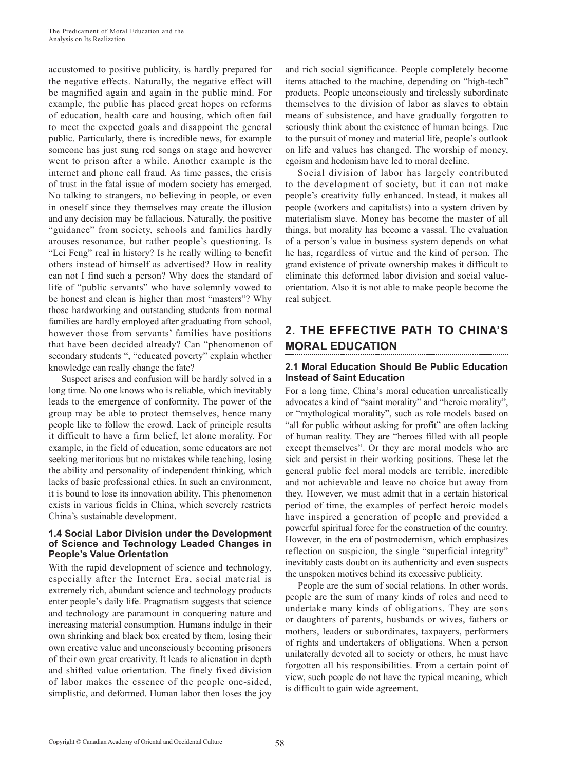accustomed to positive publicity, is hardly prepared for the negative effects. Naturally, the negative effect will be magnified again and again in the public mind. For example, the public has placed great hopes on reforms of education, health care and housing, which often fail to meet the expected goals and disappoint the general public. Particularly, there is incredible news, for example someone has just sung red songs on stage and however went to prison after a while. Another example is the internet and phone call fraud. As time passes, the crisis of trust in the fatal issue of modern society has emerged. No talking to strangers, no believing in people, or even in oneself since they themselves may create the illusion and any decision may be fallacious. Naturally, the positive "guidance" from society, schools and families hardly arouses resonance, but rather people's questioning. Is "Lei Feng" real in history? Is he really willing to benefit others instead of himself as advertised? How in reality can not I find such a person? Why does the standard of life of "public servants" who have solemnly vowed to be honest and clean is higher than most "masters"? Why those hardworking and outstanding students from normal families are hardly employed after graduating from school, however those from servants' families have positions that have been decided already? Can "phenomenon of secondary students ", "educated poverty" explain whether knowledge can really change the fate?

Suspect arises and confusion will be hardly solved in a long time. No one knows who is reliable, which inevitably leads to the emergence of conformity. The power of the group may be able to protect themselves, hence many people like to follow the crowd. Lack of principle results it difficult to have a firm belief, let alone morality. For example, in the field of education, some educators are not seeking meritorious but no mistakes while teaching, losing the ability and personality of independent thinking, which lacks of basic professional ethics. In such an environment, it is bound to lose its innovation ability. This phenomenon exists in various fields in China, which severely restricts China's sustainable development.

### 1.4 Social Labor Division under the Development of Science and Technology Leaded Changes in People's Value Orientation

With the rapid development of science and technology, especially after the Internet Era, social material is extremely rich, abundant science and technology products enter people's daily life. Pragmatism suggests that science and technology are paramount in conquering nature and increasing material consumption. Humans indulge in their own shrinking and black box created by them, losing their own creative value and unconsciously becoming prisoners of their own great creativity. It leads to alienation in depth and shifted value orientation. The finely fixed division of labor makes the essence of the people one-sided, simplistic, and deformed. Human labor then loses the joy and rich social significance. People completely become items attached to the machine, depending on "high-tech" products. People unconsciously and tirelessly subordinate themselves to the division of labor as slaves to obtain means of subsistence, and have gradually forgotten to seriously think about the existence of human beings. Due to the pursuit of money and material life, people's outlook on life and values has changed. The worship of money, egoism and hedonism have led to moral decline.

Social division of labor has largely contributed to the development of society, but it can not make people's creativity fully enhanced. Instead, it makes all people (workers and capitalists) into a system driven by materialism slave. Money has become the master of all things, but morality has become a vassal. The evaluation of a person's value in business system depends on what he has, regardless of virtue and the kind of person. The grand existence of private ownership makes it difficult to eliminate this deformed labor division and social value-orientation. Also it is not able to make people become the real subject.

## 2. THE EFFECTIVE PATH TO CHINA'S MORAL EDUCATION

### 2.1 Moral Education Should Be Public Education Instead of Saint Education

For a long time, China's moral education unrealistically advocates a kind of "saint morality" and "heroic morality", or "mythological morality", such as role models based on "all for public without asking for profit" are often lacking of human reality. They are "heroes filled with all people except themselves". Or they are moral models who are sick and persist in their working positions. These let the general public feel moral models are terrible, incredible and not achievable and leave no choice but away from them. However, we must admit that in a certain historical period of time, the examples of perfect heroic models have inspired a generation of people and provided a powerful spiritual force for the construction of the country. However, in the era of postmodernism, which emphasizes reflection on suspicion, the single "superficial integrity" inevitably casts doubt on its authenticity and even suspects the unspoken motives behind its excessive publicity.

People are the sum of social relations. In other words, people are the sum of many kinds of roles and need to undertake many kinds of obligations. They are sons or daughters of parents, husbands or wives, fathers or mothers, leaders or subordinates, taxpayers, performers of rights and undertakers of obligations. When a person unilaterally devoted all to society or others, he must have forgotten all his responsibilities. From a certain point of view, such people do not have the typical meaning, which is difficult to gain wide agreement.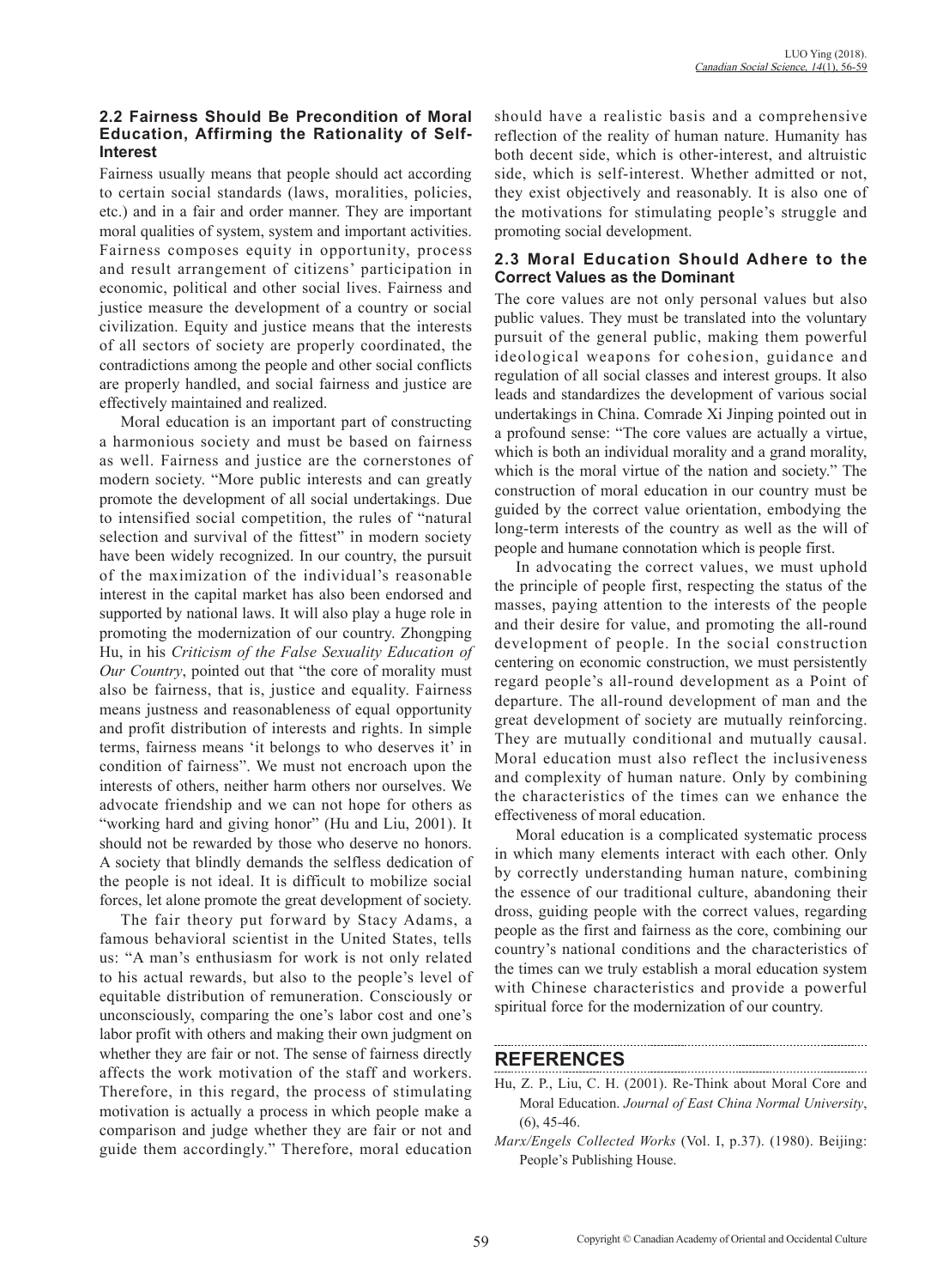### 2.2 Fairness Should Be Precondition of Moral Education, Affirming the Rationality of Self-Interest

Fairness usually means that people should act according to certain social standards (laws, moralities, policies, etc.) and in a fair and order manner. They are important moral qualities of system, system and important activities. Fairness composes equity in opportunity, process and result arrangement of citizens' participation in economic, political and other social lives. Fairness and justice measure the development of a country or social civilization. Equity and justice means that the interests of all sectors of society are properly coordinated, the contradictions among the people and other social conflicts are properly handled, and social fairness and justice are effectively maintained and realized.

Moral education is an important part of constructing a harmonious society and must be based on fairness as well. Fairness and justice are the cornerstones of modern society. "More public interests and can greatly promote the development of all social undertakings. Due to intensified social competition, the rules of "natural selection and survival of the fittest" in modern society have been widely recognized. In our country, the pursuit of the maximization of the individual's reasonable interest in the capital market has also been endorsed and supported by national laws. It will also play a huge role in promoting the modernization of our country. Zhongping Hu, in his *Criticism of the False Sexuality Education of Our Country*, pointed out that "the core of morality must also be fairness, that is, justice and equality. Fairness means justness and reasonableness of equal opportunity and profit distribution of interests and rights. In simple terms, fairness means 'it belongs to who deserves it' in condition of fairness". We must not encroach upon the interests of others, neither harm others nor ourselves. We advocate friendship and we can not hope for others as "working hard and giving honor" (Hu and Liu, 2001). It should not be rewarded by those who deserve no honors. A society that blindly demands the selfless dedication of the people is not ideal. It is difficult to mobilize social forces, let alone promote the great development of society.

The fair theory put forward by Stacy Adams, a famous behavioral scientist in the United States, tells us: "A man's enthusiasm for work is not only related to his actual rewards, but also to the people's level of equitable distribution of remuneration. Consciously or unconsciously, comparing the one's labor cost and one's labor profit with others and making their own judgment on whether they are fair or not. The sense of fairness directly affects the work motivation of the staff and workers. Therefore, in this regard, the process of stimulating motivation is actually a process in which people make a comparison and judge whether they are fair or not and guide them accordingly." Therefore, moral education should have a realistic basis and a comprehensive reflection of the reality of human nature. Humanity has both decent side, which is other-interest, and altruistic side, which is self-interest. Whether admitted or not, they exist objectively and reasonably. It is also one of the motivations for stimulating people's struggle and promoting social development.

### 2.3 Moral Education Should Adhere to the Correct Values as the Dominant

The core values are not only personal values but also public values. They must be translated into the voluntary pursuit of the general public, making them powerful ideological weapons for cohesion, guidance and regulation of all social classes and interest groups. It also leads and standardizes the development of various social undertakings in China. Comrade Xi Jinping pointed out in a profound sense: "The core values are actually a virtue, which is both an individual morality and a grand morality, which is the moral virtue of the nation and society." The construction of moral education in our country must be guided by the correct value orientation, embodying the long-term interests of the country as well as the will of people and humane connotation which is people first.

In advocating the correct values, we must uphold the principle of people first, respecting the status of the masses, paying attention to the interests of the people and their desire for value, and promoting the all-round development of people. In the social construction centering on economic construction, we must persistently regard people's all-round development as a Point of departure. The all-round development of man and the great development of society are mutually reinforcing. They are mutually conditional and mutually causal. Moral education must also reflect the inclusiveness and complexity of human nature. Only by combining the characteristics of the times can we enhance the effectiveness of moral education.

Moral education is a complicated systematic process in which many elements interact with each other. Only by correctly understanding human nature, combining the essence of our traditional culture, abandoning their dross, guiding people with the correct values, regarding people as the first and fairness as the core, combining our country's national conditions and the characteristics of the times can we truly establish a moral education system with Chinese characteristics and provide a powerful spiritual force for the modernization of our country.

## REFERENCES

Hu, Z. P., Liu, C. H. (2001). Re-Think about Moral Core and Moral Education. *Journal of East China Normal University*, (6), 45-46.

*Marx/Engels Collected Works* (Vol. I, p.37). (1980). Beijing: People's Publishing House.